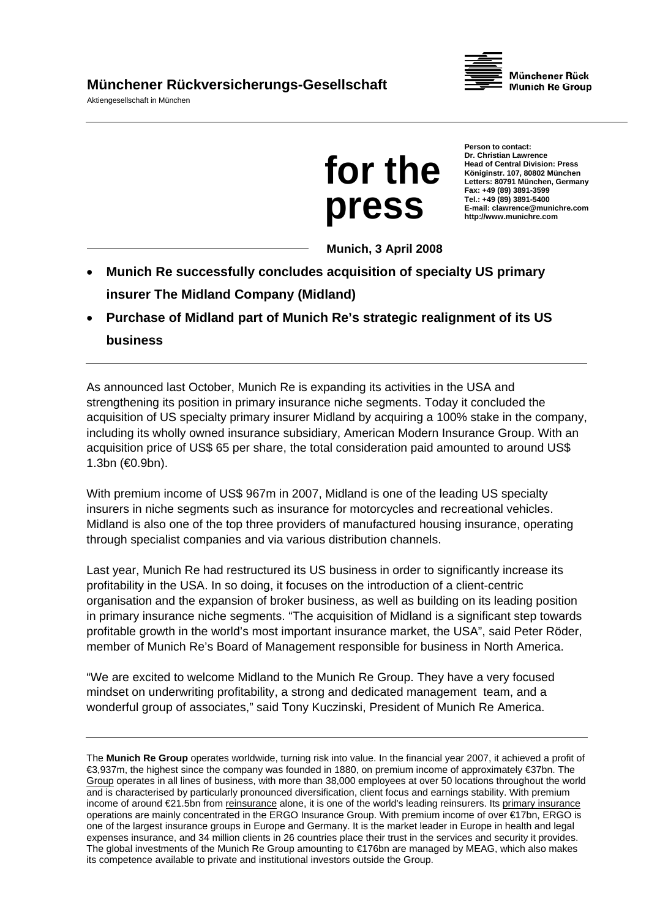**Münchener Rückversicherungs-Gesellschaft**

Aktiengesellschaft in München

Münchener Rück
Munich Re Group

# for the press

**Person to contact:**
**Dr. Christian Lawrence**
**Head of Central Division: Press**
**Königinstr. 107, 80802 München**
**Letters: 80791 München, Germany**
**Fax: +49 (89) 3891-3599**
**Tel.: +49 (89) 3891-5400**
**E-mail: clawrence@munichre.com**
**http://www.munichre.com**

**Munich, 3 April 2008**

- **Munich Re successfully concludes acquisition of specialty US primary insurer The Midland Company (Midland)**
- **Purchase of Midland part of Munich Re's strategic realignment of its US business**

As announced last October, Munich Re is expanding its activities in the USA and strengthening its position in primary insurance niche segments. Today it concluded the acquisition of US specialty primary insurer Midland by acquiring a 100% stake in the company, including its wholly owned insurance subsidiary, American Modern Insurance Group. With an acquisition price of US$ 65 per share, the total consideration paid amounted to around US$ 1.3bn (€0.9bn).

With premium income of US$ 967m in 2007, Midland is one of the leading US specialty insurers in niche segments such as insurance for motorcycles and recreational vehicles. Midland is also one of the top three providers of manufactured housing insurance, operating through specialist companies and via various distribution channels.

Last year, Munich Re had restructured its US business in order to significantly increase its profitability in the USA. In so doing, it focuses on the introduction of a client-centric organisation and the expansion of broker business, as well as building on its leading position in primary insurance niche segments. "The acquisition of Midland is a significant step towards profitable growth in the world's most important insurance market, the USA", said Peter Röder, member of Munich Re's Board of Management responsible for business in North America.

"We are excited to welcome Midland to the Munich Re Group. They have a very focused mindset on underwriting profitability, a strong and dedicated management team, and a wonderful group of associates," said Tony Kuczinski, President of Munich Re America.

---

The **Munich Re Group** operates worldwide, turning risk into value. In the financial year 2007, it achieved a profit of €3,937m, the highest since the company was founded in 1880, on premium income of approximately €37bn. The Group operates in all lines of business, with more than 38,000 employees at over 50 locations throughout the world and is characterised by particularly pronounced diversification, client focus and earnings stability. With premium income of around €21.5bn from reinsurance alone, it is one of the world's leading reinsurers. Its primary insurance operations are mainly concentrated in the ERGO Insurance Group. With premium income of over €17bn, ERGO is one of the largest insurance groups in Europe and Germany. It is the market leader in Europe in health and legal expenses insurance, and 34 million clients in 26 countries place their trust in the services and security it provides. The global investments of the Munich Re Group amounting to €176bn are managed by MEAG, which also makes its competence available to private and institutional investors outside the Group.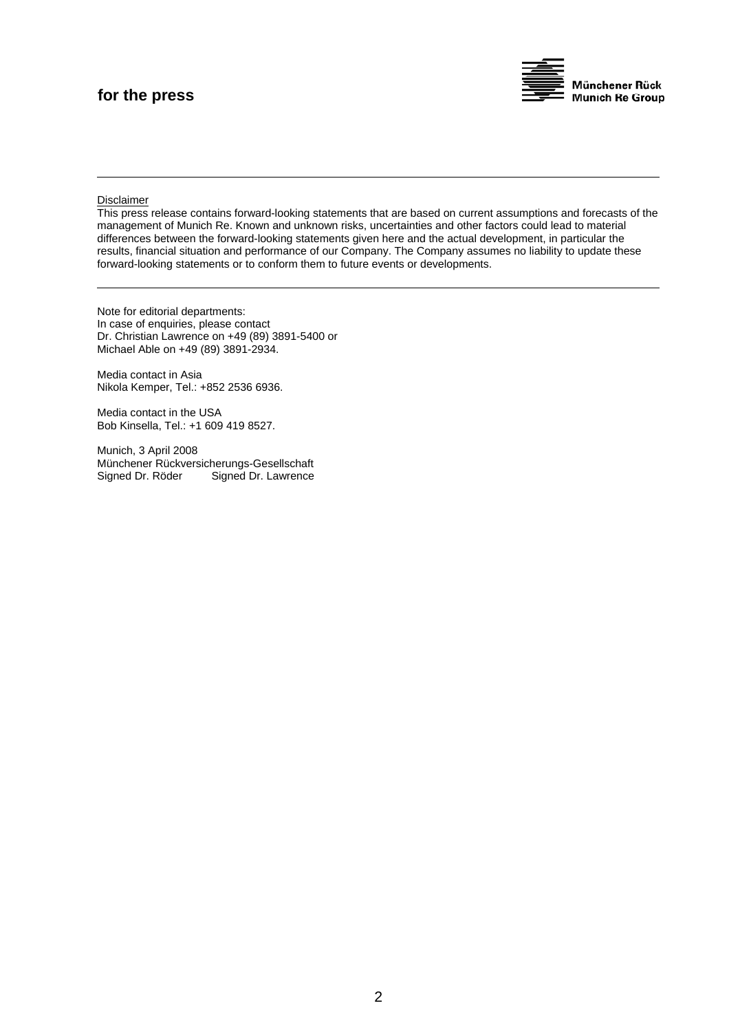Disclaimer

This press release contains forward-looking statements that are based on current assumptions and forecasts of the management of Munich Re. Known and unknown risks, uncertainties and other factors could lead to material differences between the forward-looking statements given here and the actual development, in particular the results, financial situation and performance of our Company. The Company assumes no liability to update these forward-looking statements or to conform them to future events or developments.

---

Note for editorial departments:
In case of enquiries, please contact
Dr. Christian Lawrence on +49 (89) 3891-5400 or
Michael Able on +49 (89) 3891-2934.

Media contact in Asia
Nikola Kemper, Tel.: +852 2536 6936.

Media contact in the USA
Bob Kinsella, Tel.: +1 609 419 8527.

Munich, 3 April 2008
Münchener Rückversicherungs-Gesellschaft
Signed Dr. Röder Signed Dr. Lawrence